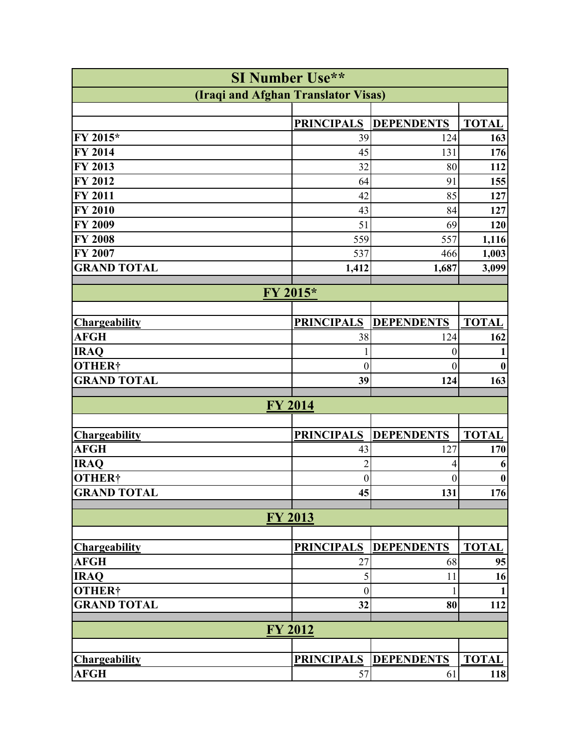# SI Number Use**

## (Iraqi and Afghan Translator Visas)

| | PRINCIPALS | DEPENDENTS | TOTAL |
|---|---|---|---|
| **FY 2015*** | 39 | 124 | **163** |
| **FY 2014** | 45 | 131 | **176** |
| **FY 2013** | 32 | 80 | **112** |
| **FY 2012** | 64 | 91 | **155** |
| **FY 2011** | 42 | 85 | **127** |
| **FY 2010** | 43 | 84 | **127** |
| **FY 2009** | 51 | 69 | **120** |
| **FY 2008** | 559 | 557 | **1,116** |
| **FY 2007** | 537 | 466 | **1,003** |
| **GRAND TOTAL** | **1,412** | **1,687** | **3,099** |

## FY 2015*

| Chargeability | PRINCIPALS | DEPENDENTS | TOTAL |
|---|---|---|---|
| **AFGH** | 38 | 124 | **162** |
| **IRAQ** | 1 | 0 | **1** |
| **OTHER†** | 0 | 0 | **0** |
| **GRAND TOTAL** | **39** | **124** | **163** |

## FY 2014

| Chargeability | PRINCIPALS | DEPENDENTS | TOTAL |
|---|---|---|---|
| **AFGH** | 43 | 127 | **170** |
| **IRAQ** | 2 | 4 | **6** |
| **OTHER†** | 0 | 0 | **0** |
| **GRAND TOTAL** | **45** | **131** | **176** |

## FY 2013

| Chargeability | PRINCIPALS | DEPENDENTS | TOTAL |
|---|---|---|---|
| **AFGH** | 27 | 68 | **95** |
| **IRAQ** | 5 | 11 | **16** |
| **OTHER†** | 0 | 1 | **1** |
| **GRAND TOTAL** | **32** | **80** | **112** |

## FY 2012

| Chargeability | PRINCIPALS | DEPENDENTS | TOTAL |
|---|---|---|---|
| **AFGH** | 57 | 61 | **118** |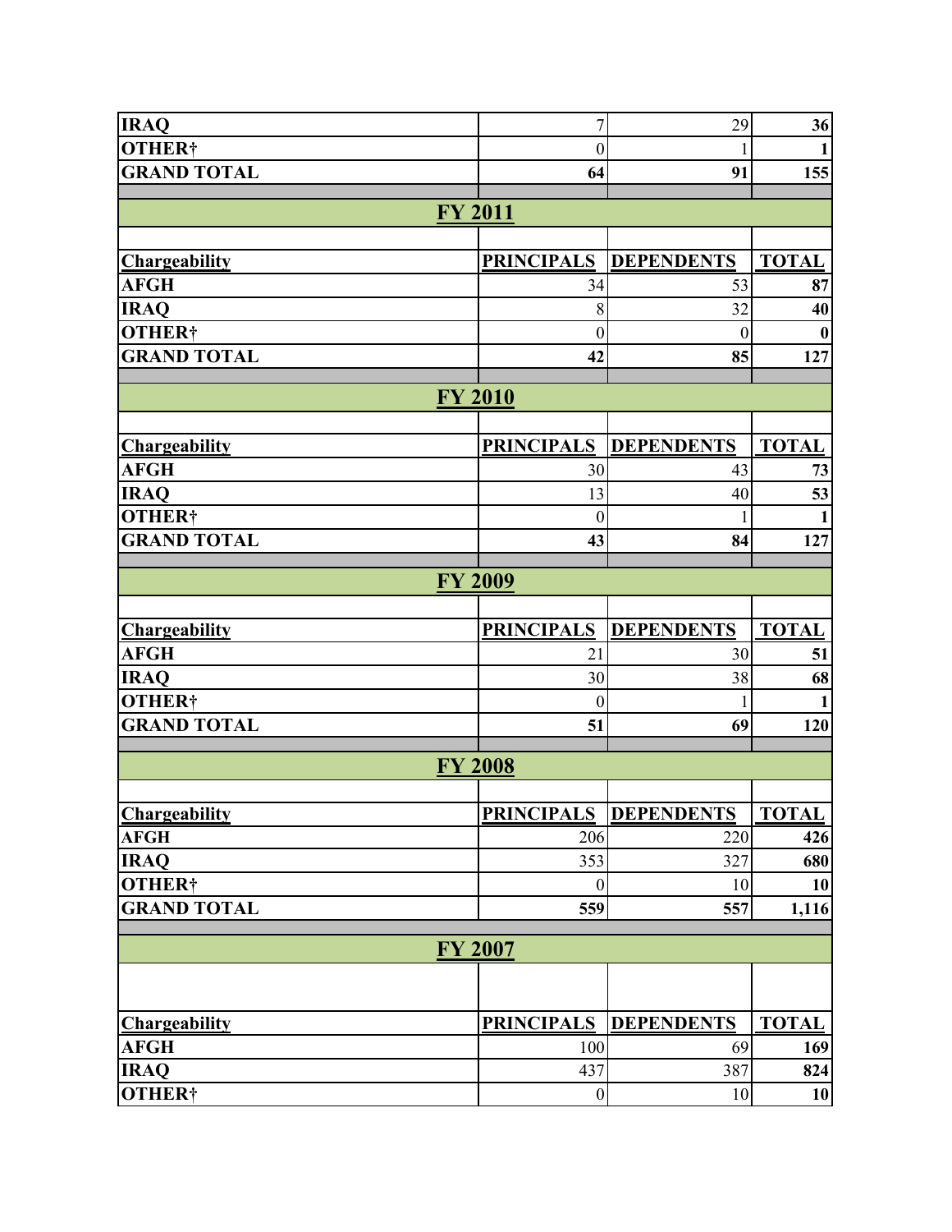| | | | |
|---|---|---|---|
| **IRAQ** | 7 | 29 | **36** |
| **OTHER†** | 0 | 1 | **1** |
| **GRAND TOTAL** | **64** | **91** | **155** |

## FY 2011

| Chargeability | PRINCIPALS | DEPENDENTS | TOTAL |
|---|---|---|---|
| **AFGH** | 34 | 53 | **87** |
| **IRAQ** | 8 | 32 | **40** |
| **OTHER†** | 0 | 0 | **0** |
| **GRAND TOTAL** | **42** | **85** | **127** |

## FY 2010

| Chargeability | PRINCIPALS | DEPENDENTS | TOTAL |
|---|---|---|---|
| **AFGH** | 30 | 43 | **73** |
| **IRAQ** | 13 | 40 | **53** |
| **OTHER†** | 0 | 1 | **1** |
| **GRAND TOTAL** | **43** | **84** | **127** |

## FY 2009

| Chargeability | PRINCIPALS | DEPENDENTS | TOTAL |
|---|---|---|---|
| **AFGH** | 21 | 30 | **51** |
| **IRAQ** | 30 | 38 | **68** |
| **OTHER†** | 0 | 1 | **1** |
| **GRAND TOTAL** | **51** | **69** | **120** |

## FY 2008

| Chargeability | PRINCIPALS | DEPENDENTS | TOTAL |
|---|---|---|---|
| **AFGH** | 206 | 220 | **426** |
| **IRAQ** | 353 | 327 | **680** |
| **OTHER†** | 0 | 10 | **10** |
| **GRAND TOTAL** | **559** | **557** | **1,116** |

## FY 2007

| Chargeability | PRINCIPALS | DEPENDENTS | TOTAL |
|---|---|---|---|
| **AFGH** | 100 | 69 | **169** |
| **IRAQ** | 437 | 387 | **824** |
| **OTHER†** | 0 | 10 | **10** |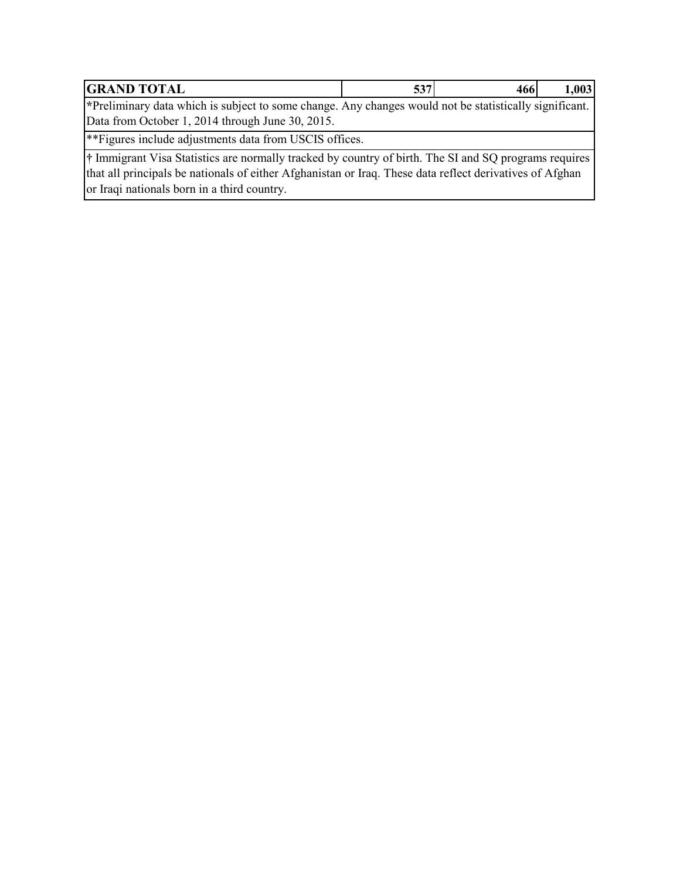| | | | |
|---|---|---|---|
| **GRAND TOTAL** | **537** | **466** | **1,003** |

*Preliminary data which is subject to some change. Any changes would not be statistically significant. Data from October 1, 2014 through June 30, 2015.

**Figures include adjustments data from USCIS offices.

† Immigrant Visa Statistics are normally tracked by country of birth. The SI and SQ programs requires that all principals be nationals of either Afghanistan or Iraq. These data reflect derivatives of Afghan or Iraqi nationals born in a third country.